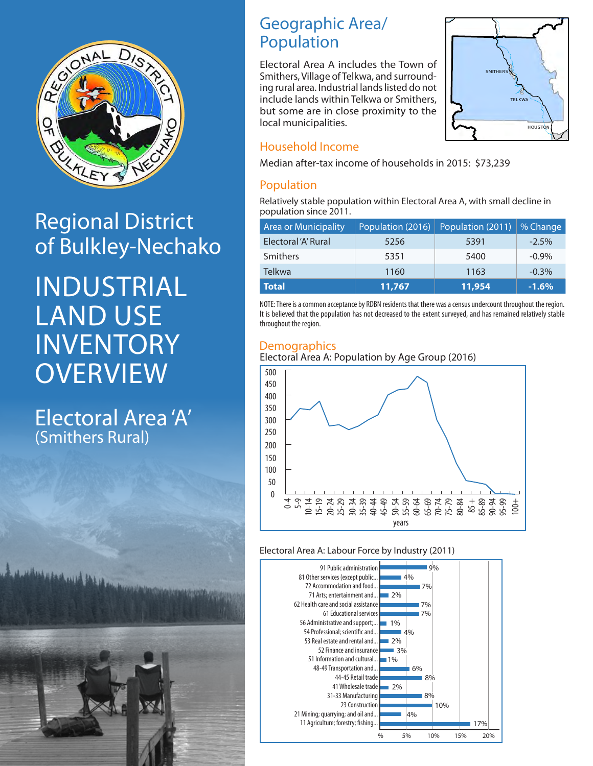# Regional District of Bulkley-Nechako

# INDUSTRIAL LAND USE INVENTORY OVERVIEW

## Electoral Area 'A' (Smithers Rural)

## Geographic Area/ Population

Electoral Area A includes the Town of Smithers, Village of Telkwa, and surrounding rural area. Industrial lands listed do not include lands within Telkwa or Smithers, but some are in close proximity to the local municipalities.

SMITHERS
TELKWA
HOUSTON

### Household Income

Median after-tax income of households in 2015: $73,239

### Population

Relatively stable population within Electoral Area A, with small decline in population since 2011.

| Area or Municipality | Population (2016) | Population (2011) | % Change |
|---|---|---|---|
| Electoral 'A' Rural | 5256 | 5391 | -2.5% |
| Smithers | 5351 | 5400 | -0.9% |
| Telkwa | 1160 | 1163 | -0.3% |
| **Total** | **11,767** | **11,954** | **-1.6%** |

NOTE: There is a common acceptance by RDBN residents that there was a census undercount throughout the region. It is believed that the population has not decreased to the extent surveyed, and has remained relatively stable throughout the region.

### Demographics

Electoral Area A: Population by Age Group (2016)

Electoral Area A: Labour Force by Industry (2011)

| Industry | % |
|---|---|
| 91 Public administration | 9% |
| 81 Other services (except public... | 4% |
| 72 Accommodation and food... | 7% |
| 71 Arts; entertainment and... | 2% |
| 62 Health care and social assistance | 7% |
| 61 Educational services | 7% |
| 56 Administrative and support;... | 1% |
| 54 Professional; scientific and... | 4% |
| 53 Real estate and rental and... | 2% |
| 52 Finance and insurance | 3% |
| 51 Information and cultural... | 1% |
| 48-49 Transportation and... | 6% |
| 44-45 Retail trade | 8% |
| 41 Wholesale trade | 2% |
| 31-33 Manufacturing | 8% |
| 23 Construction | 10% |
| 21 Mining; quarrying; and oil and... | 4% |
| 11 Agriculture; forestry; fishing... | 17% |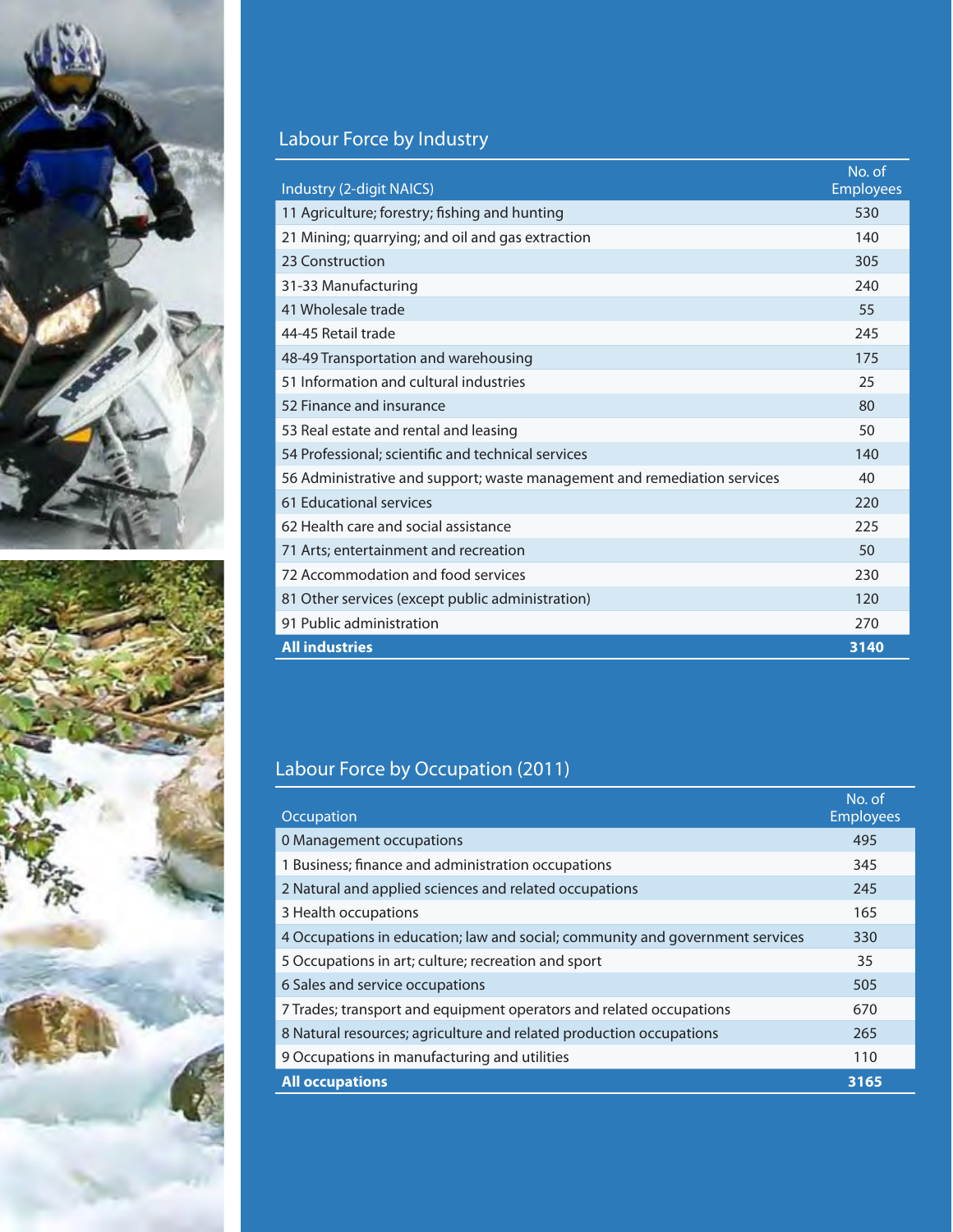## Labour Force by Industry

| Industry (2-digit NAICS) | No. of Employees |
|---|---|
| 11 Agriculture; forestry; fishing and hunting | 530 |
| 21 Mining; quarrying; and oil and gas extraction | 140 |
| 23 Construction | 305 |
| 31-33 Manufacturing | 240 |
| 41 Wholesale trade | 55 |
| 44-45 Retail trade | 245 |
| 48-49 Transportation and warehousing | 175 |
| 51 Information and cultural industries | 25 |
| 52 Finance and insurance | 80 |
| 53 Real estate and rental and leasing | 50 |
| 54 Professional; scientific and technical services | 140 |
| 56 Administrative and support; waste management and remediation services | 40 |
| 61 Educational services | 220 |
| 62 Health care and social assistance | 225 |
| 71 Arts; entertainment and recreation | 50 |
| 72 Accommodation and food services | 230 |
| 81 Other services (except public administration) | 120 |
| 91 Public administration | 270 |
| **All industries** | **3140** |

## Labour Force by Occupation (2011)

| Occupation | No. of Employees |
|---|---|
| 0 Management occupations | 495 |
| 1 Business; finance and administration occupations | 345 |
| 2 Natural and applied sciences and related occupations | 245 |
| 3 Health occupations | 165 |
| 4 Occupations in education; law and social; community and government services | 330 |
| 5 Occupations in art; culture; recreation and sport | 35 |
| 6 Sales and service occupations | 505 |
| 7 Trades; transport and equipment operators and related occupations | 670 |
| 8 Natural resources; agriculture and related production occupations | 265 |
| 9 Occupations in manufacturing and utilities | 110 |
| **All occupations** | **3165** |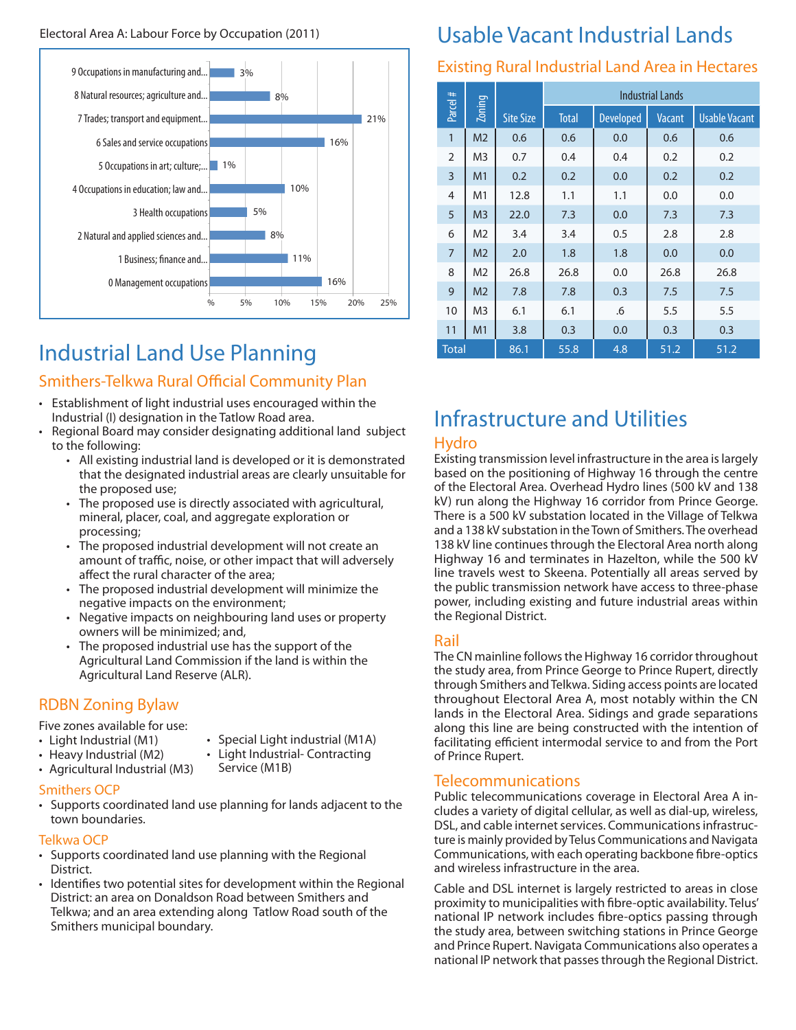Electoral Area A: Labour Force by Occupation (2011)

| Occupation | % |
|---|---|
| 9 Occupations in manufacturing and... | 3% |
| 8 Natural resources; agriculture and... | 8% |
| 7 Trades; transport and equipment... | 21% |
| 6 Sales and service occupations | 16% |
| 5 Occupations in art; culture;... | 1% |
| 4 Occupations in education; law and... | 10% |
| 3 Health occupations | 5% |
| 2 Natural and applied sciences and... | 8% |
| 1 Business; finance and... | 11% |
| 0 Management occupations | 16% |

# Industrial Land Use Planning

## Smithers-Telkwa Rural Official Community Plan

- Establishment of light industrial uses encouraged within the Industrial (I) designation in the Tatlow Road area.
- Regional Board may consider designating additional land subject to the following:
    - All existing industrial land is developed or it is demonstrated that the designated industrial areas are clearly unsuitable for the proposed use;
    - The proposed use is directly associated with agricultural, mineral, placer, coal, and aggregate exploration or processing;
    - The proposed industrial development will not create an amount of traffic, noise, or other impact that will adversely affect the rural character of the area;
    - The proposed industrial development will minimize the negative impacts on the environment;
    - Negative impacts on neighbouring land uses or property owners will be minimized; and,
    - The proposed industrial use has the support of the Agricultural Land Commission if the land is within the Agricultural Land Reserve (ALR).

## RDBN Zoning Bylaw

Five zones available for use:

- Light Industrial (M1)
- Heavy Industrial (M2)
- Agricultural Industrial (M3)
- Special Light industrial (M1A)
- Light Industrial- Contracting Service (M1B)

### Smithers OCP

- Supports coordinated land use planning for lands adjacent to the town boundaries.

### Telkwa OCP

- Supports coordinated land use planning with the Regional District.
- Identifies two potential sites for development within the Regional District: an area on Donaldson Road between Smithers and Telkwa; and an area extending along Tatlow Road south of the Smithers municipal boundary.

# Usable Vacant Industrial Lands

## Existing Rural Industrial Land Area in Hectares

| Parcel # | Zoning | Site Size | Industrial Lands | | | |
|---|---|---|---|---|---|---|
| | | | Total | Developed | Vacant | Usable Vacant |
| 1 | M2 | 0.6 | 0.6 | 0.0 | 0.6 | 0.6 |
| 2 | M3 | 0.7 | 0.4 | 0.4 | 0.2 | 0.2 |
| 3 | M1 | 0.2 | 0.2 | 0.0 | 0.2 | 0.2 |
| 4 | M1 | 12.8 | 1.1 | 1.1 | 0.0 | 0.0 |
| 5 | M3 | 22.0 | 7.3 | 0.0 | 7.3 | 7.3 |
| 6 | M2 | 3.4 | 3.4 | 0.5 | 2.8 | 2.8 |
| 7 | M2 | 2.0 | 1.8 | 1.8 | 0.0 | 0.0 |
| 8 | M2 | 26.8 | 26.8 | 0.0 | 26.8 | 26.8 |
| 9 | M2 | 7.8 | 7.8 | 0.3 | 7.5 | 7.5 |
| 10 | M3 | 6.1 | 6.1 | .6 | 5.5 | 5.5 |
| 11 | M1 | 3.8 | 0.3 | 0.0 | 0.3 | 0.3 |
| Total | | 86.1 | 55.8 | 4.8 | 51.2 | 51.2 |

# Infrastructure and Utilities

## Hydro

Existing transmission level infrastructure in the area is largely based on the positioning of Highway 16 through the centre of the Electoral Area. Overhead Hydro lines (500 kV and 138 kV) run along the Highway 16 corridor from Prince George. There is a 500 kV substation located in the Village of Telkwa and a 138 kV substation in the Town of Smithers. The overhead 138 kV line continues through the Electoral Area north along Highway 16 and terminates in Hazelton, while the 500 kV line travels west to Skeena. Potentially all areas served by the public transmission network have access to three-phase power, including existing and future industrial areas within the Regional District.

## Rail

The CN mainline follows the Highway 16 corridor throughout the study area, from Prince George to Prince Rupert, directly through Smithers and Telkwa. Siding access points are located throughout Electoral Area A, most notably within the CN lands in the Electoral Area. Sidings and grade separations along this line are being constructed with the intention of facilitating efficient intermodal service to and from the Port of Prince Rupert.

## Telecommunications

Public telecommunications coverage in Electoral Area A includes a variety of digital cellular, as well as dial-up, wireless, DSL, and cable internet services. Communications infrastructure is mainly provided by Telus Communications and Navigata Communications, with each operating backbone fibre-optics and wireless infrastructure in the area.

Cable and DSL internet is largely restricted to areas in close proximity to municipalities with fibre-optic availability. Telus' national IP network includes fibre-optics passing through the study area, between switching stations in Prince George and Prince Rupert. Navigata Communications also operates a national IP network that passes through the Regional District.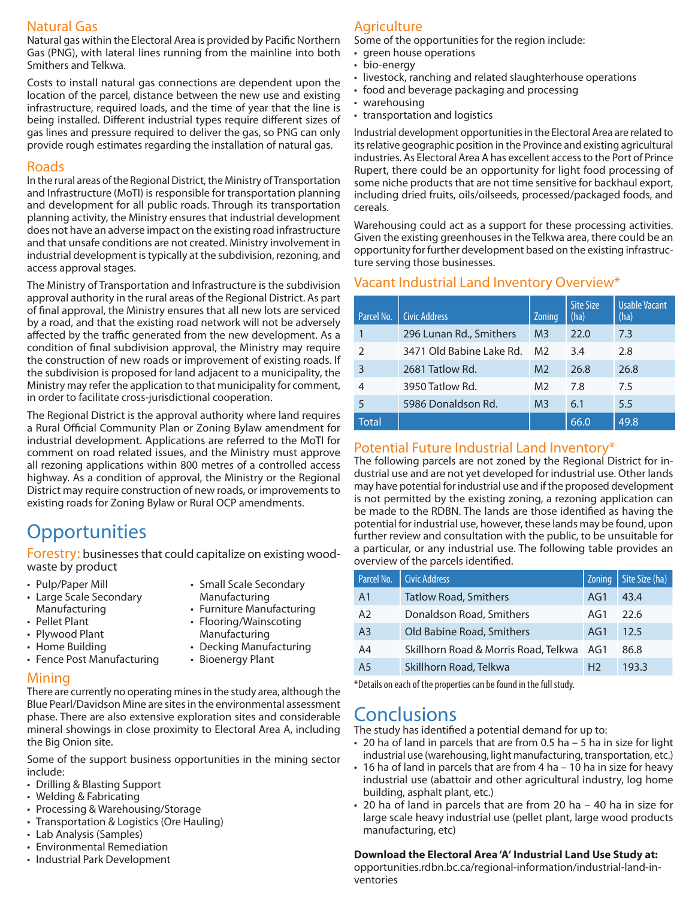## Natural Gas

Natural gas within the Electoral Area is provided by Pacific Northern Gas (PNG), with lateral lines running from the mainline into both Smithers and Telkwa.

Costs to install natural gas connections are dependent upon the location of the parcel, distance between the new use and existing infrastructure, required loads, and the time of year that the line is being installed. Different industrial types require different sizes of gas lines and pressure required to deliver the gas, so PNG can only provide rough estimates regarding the installation of natural gas.

## Roads

In the rural areas of the Regional District, the Ministry of Transportation and Infrastructure (MoTI) is responsible for transportation planning and development for all public roads. Through its transportation planning activity, the Ministry ensures that industrial development does not have an adverse impact on the existing road infrastructure and that unsafe conditions are not created. Ministry involvement in industrial development is typically at the subdivision, rezoning, and access approval stages.

The Ministry of Transportation and Infrastructure is the subdivision approval authority in the rural areas of the Regional District. As part of final approval, the Ministry ensures that all new lots are serviced by a road, and that the existing road network will not be adversely affected by the traffic generated from the new development. As a condition of final subdivision approval, the Ministry may require the construction of new roads or improvement of existing roads. If the subdivision is proposed for land adjacent to a municipality, the Ministry may refer the application to that municipality for comment, in order to facilitate cross-jurisdictional cooperation.

The Regional District is the approval authority where land requires a Rural Official Community Plan or Zoning Bylaw amendment for industrial development. Applications are referred to the MoTI for comment on road related issues, and the Ministry must approve all rezoning applications within 800 metres of a controlled access highway. As a condition of approval, the Ministry or the Regional District may require construction of new roads, or improvements to existing roads for Zoning Bylaw or Rural OCP amendments.

# Opportunities

## Forestry: businesses that could capitalize on existing wood-waste by product

- Pulp/Paper Mill
- Large Scale Secondary Manufacturing
- Pellet Plant
- Plywood Plant
- Home Building
- Fence Post Manufacturing
- Small Scale Secondary Manufacturing
- Furniture Manufacturing
- Flooring/Wainscoting Manufacturing
- Decking Manufacturing
- Bioenergy Plant

## Mining

There are currently no operating mines in the study area, although the Blue Pearl/Davidson Mine are sites in the environmental assessment phase. There are also extensive exploration sites and considerable mineral showings in close proximity to Electoral Area A, including the Big Onion site.

Some of the support business opportunities in the mining sector include:

- Drilling & Blasting Support
- Welding & Fabricating
- Processing & Warehousing/Storage
- Transportation & Logistics (Ore Hauling)
- Lab Analysis (Samples)
- Environmental Remediation
- Industrial Park Development

## Agriculture

Some of the opportunities for the region include:

- green house operations
- bio-energy
- livestock, ranching and related slaughterhouse operations
- food and beverage packaging and processing
- warehousing
- transportation and logistics

Industrial development opportunities in the Electoral Area are related to its relative geographic position in the Province and existing agricultural industries. As Electoral Area A has excellent access to the Port of Prince Rupert, there could be an opportunity for light food processing of some niche products that are not time sensitive for backhaul export, including dried fruits, oils/oilseeds, processed/packaged foods, and cereals.

Warehousing could act as a support for these processing activities. Given the existing greenhouses in the Telkwa area, there could be an opportunity for further development based on the existing infrastructure serving those businesses.

## Vacant Industrial Land Inventory Overview*

| Parcel No. | Civic Address | Zoning | Site Size (ha) | Usable Vacant (ha) |
|---|---|---|---|---|
| 1 | 296 Lunan Rd., Smithers | M3 | 22.0 | 7.3 |
| 2 | 3471 Old Babine Lake Rd. | M2 | 3.4 | 2.8 |
| 3 | 2681 Tatlow Rd. | M2 | 26.8 | 26.8 |
| 4 | 3950 Tatlow Rd. | M2 | 7.8 | 7.5 |
| 5 | 5986 Donaldson Rd. | M3 | 6.1 | 5.5 |
| Total | | | 66.0 | 49.8 |

## Potential Future Industrial Land Inventory*

The following parcels are not zoned by the Regional District for industrial use and are not yet developed for industrial use. Other lands may have potential for industrial use and if the proposed development is not permitted by the existing zoning, a rezoning application can be made to the RDBN. The lands are those identified as having the potential for industrial use, however, these lands may be found, upon further review and consultation with the public, to be unsuitable for a particular, or any industrial use. The following table provides an overview of the parcels identified.

| Parcel No. | Civic Address | Zoning | Site Size (ha) |
|---|---|---|---|
| A1 | Tatlow Road, Smithers | AG1 | 43.4 |
| A2 | Donaldson Road, Smithers | AG1 | 22.6 |
| A3 | Old Babine Road, Smithers | AG1 | 12.5 |
| A4 | Skillhorn Road & Morris Road, Telkwa | AG1 | 86.8 |
| A5 | Skillhorn Road, Telkwa | H2 | 193.3 |

*Details on each of the properties can be found in the full study.

# Conclusions

The study has identified a potential demand for up to:

- 20 ha of land in parcels that are from 0.5 ha – 5 ha in size for light industrial use (warehousing, light manufacturing, transportation, etc.)
- 16 ha of land in parcels that are from 4 ha – 10 ha in size for heavy industrial use (abattoir and other agricultural industry, log home building, asphalt plant, etc.)
- 20 ha of land in parcels that are from 20 ha – 40 ha in size for large scale heavy industrial use (pellet plant, large wood products manufacturing, etc)

**Download the Electoral Area 'A' Industrial Land Use Study at:**
opportunities.rdbn.bc.ca/regional-information/industrial-land-inventories